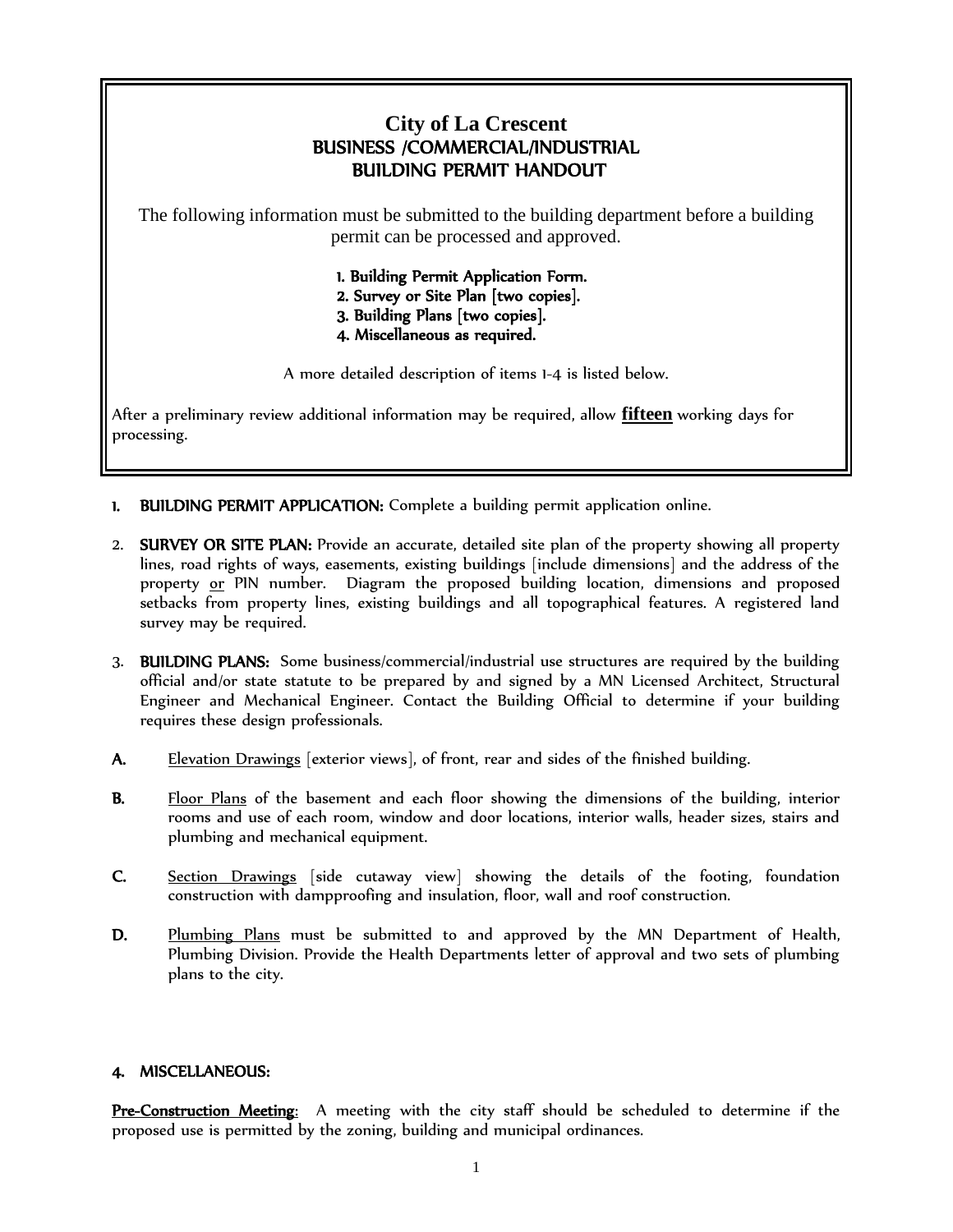# City of La Crescent
## BUSINESS /COMMERCIAL/INDUSTRIAL
## BUILDING PERMIT HANDOUT

The following information must be submitted to the building department before a building permit can be processed and approved.

**1. Building Permit Application Form.**
**2. Survey or Site Plan [two copies].**
**3. Building Plans [two copies].**
**4. Miscellaneous as required.**

A more detailed description of items 1-4 is listed below.

After a preliminary review additional information may be required, allow **fifteen** working days for processing.

1. **BUILDING PERMIT APPLICATION:** Complete a building permit application online.

2. **SURVEY OR SITE PLAN:** Provide an accurate, detailed site plan of the property showing all property lines, road rights of ways, easements, existing buildings [include dimensions] and the address of the property or PIN number. Diagram the proposed building location, dimensions and proposed setbacks from property lines, existing buildings and all topographical features. A registered land survey may be required.

3. **BUILDING PLANS:** Some business/commercial/industrial use structures are required by the building official and/or state statute to be prepared by and signed by a MN Licensed Architect, Structural Engineer and Mechanical Engineer. Contact the Building Official to determine if your building requires these design professionals.

**A.** Elevation Drawings [exterior views], of front, rear and sides of the finished building.

**B.** Floor Plans of the basement and each floor showing the dimensions of the building, interior rooms and use of each room, window and door locations, interior walls, header sizes, stairs and plumbing and mechanical equipment.

**C.** Section Drawings [side cutaway view] showing the details of the footing, foundation construction with dampproofing and insulation, floor, wall and roof construction.

**D.** Plumbing Plans must be submitted to and approved by the MN Department of Health, Plumbing Division. Provide the Health Departments letter of approval and two sets of plumbing plans to the city.

**4. MISCELLANEOUS:**

**Pre-Construction Meeting**: A meeting with the city staff should be scheduled to determine if the proposed use is permitted by the zoning, building and municipal ordinances.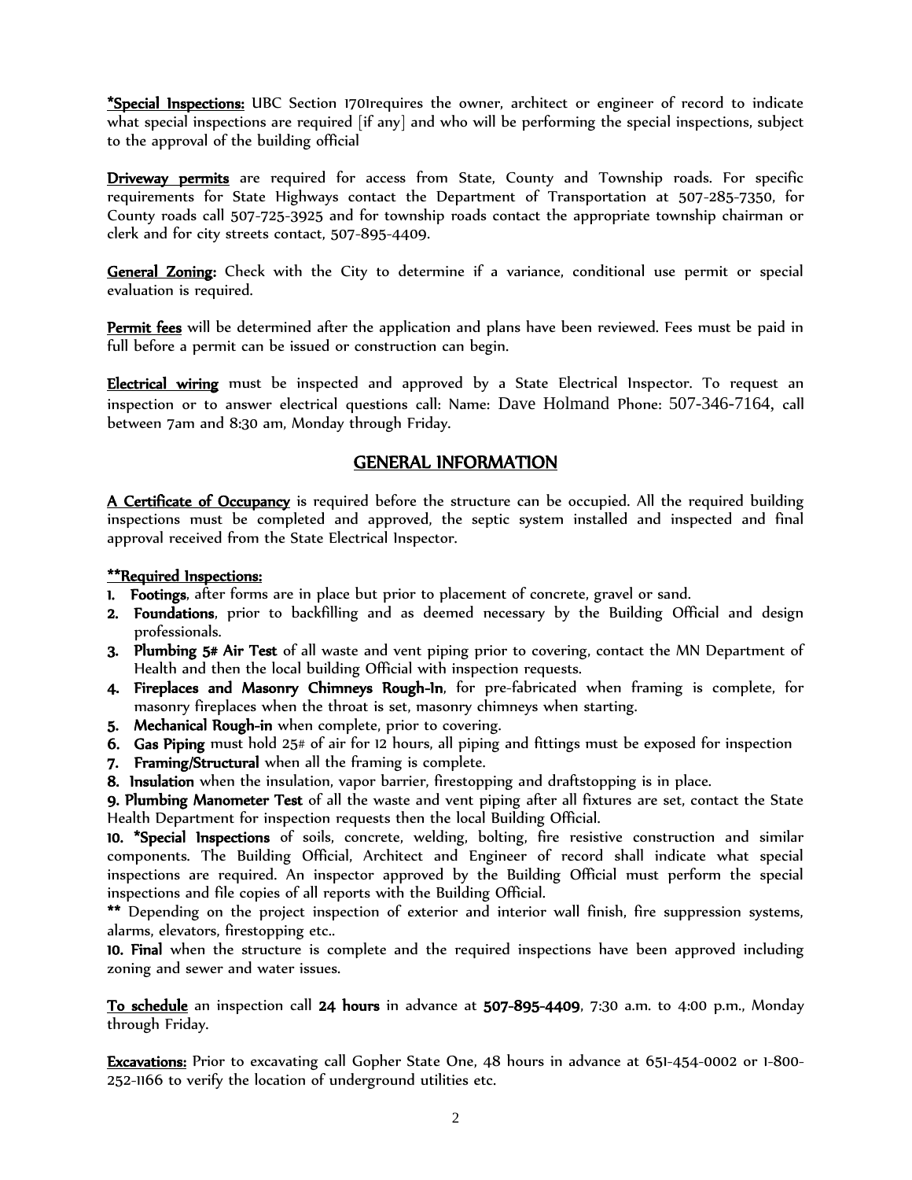**\*Special Inspections:** UBC Section 1701requires the owner, architect or engineer of record to indicate what special inspections are required [if any] and who will be performing the special inspections, subject to the approval of the building official

**Driveway permits** are required for access from State, County and Township roads. For specific requirements for State Highways contact the Department of Transportation at 507-285-7350, for County roads call 507-725-3925 and for township roads contact the appropriate township chairman or clerk and for city streets contact, 507-895-4409.

**General Zoning:** Check with the City to determine if a variance, conditional use permit or special evaluation is required.

**Permit fees** will be determined after the application and plans have been reviewed. Fees must be paid in full before a permit can be issued or construction can begin.

**Electrical wiring** must be inspected and approved by a State Electrical Inspector. To request an inspection or to answer electrical questions call: Name: Dave Holmand Phone: 507-346-7164, call between 7am and 8:30 am, Monday through Friday.

## GENERAL INFORMATION

**A Certificate of Occupancy** is required before the structure can be occupied. All the required building inspections must be completed and approved, the septic system installed and inspected and final approval received from the State Electrical Inspector.

**\*\*Required Inspections:**

1. **Footings**, after forms are in place but prior to placement of concrete, gravel or sand.
2. **Foundations**, prior to backfilling and as deemed necessary by the Building Official and design professionals.
3. **Plumbing 5# Air Test** of all waste and vent piping prior to covering, contact the MN Department of Health and then the local building Official with inspection requests.
4. **Fireplaces and Masonry Chimneys Rough-In**, for pre-fabricated when framing is complete, for masonry fireplaces when the throat is set, masonry chimneys when starting.
5. **Mechanical Rough-in** when complete, prior to covering.
6. **Gas Piping** must hold 25# of air for 12 hours, all piping and fittings must be exposed for inspection
7. **Framing/Structural** when all the framing is complete.
8. **Insulation** when the insulation, vapor barrier, firestopping and draftstopping is in place.

**9. Plumbing Manometer Test** of all the waste and vent piping after all fixtures are set, contact the State Health Department for inspection requests then the local Building Official.

**10. \*Special Inspections** of soils, concrete, welding, bolting, fire resistive construction and similar components. The Building Official, Architect and Engineer of record shall indicate what special inspections are required. An inspector approved by the Building Official must perform the special inspections and file copies of all reports with the Building Official.

**\*\*** Depending on the project inspection of exterior and interior wall finish, fire suppression systems, alarms, elevators, firestopping etc..

**10. Final** when the structure is complete and the required inspections have been approved including zoning and sewer and water issues.

**To schedule** an inspection call **24 hours** in advance at **507-895-4409**, 7:30 a.m. to 4:00 p.m., Monday through Friday.

**Excavations:** Prior to excavating call Gopher State One, 48 hours in advance at 651-454-0002 or 1-800-252-1166 to verify the location of underground utilities etc.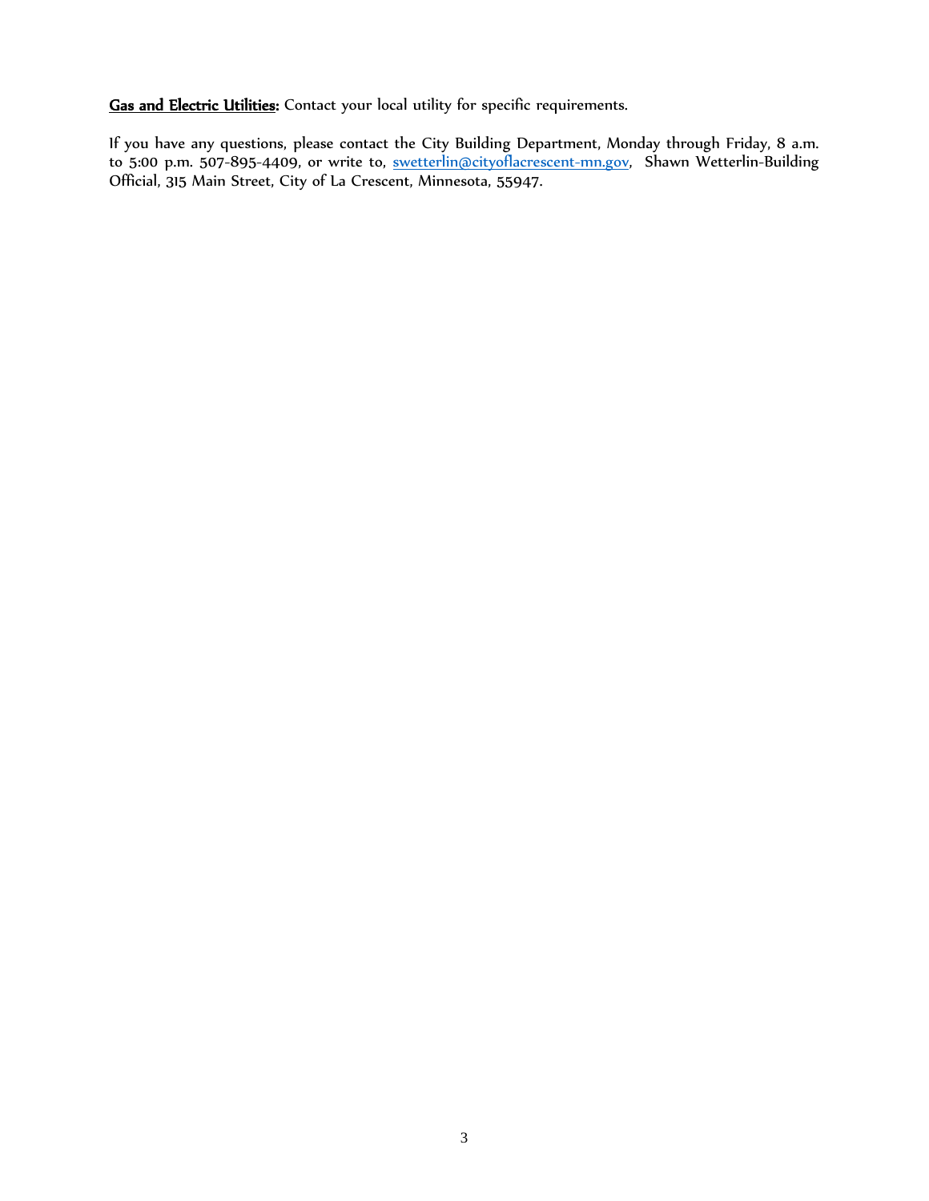**Gas and Electric Utilities:** Contact your local utility for specific requirements.

If you have any questions, please contact the City Building Department, Monday through Friday, 8 a.m. to 5:00 p.m. 507-895-4409, or write to, swetterlin@cityoflacrescent-mn.gov, Shawn Wetterlin-Building Official, 315 Main Street, City of La Crescent, Minnesota, 55947.